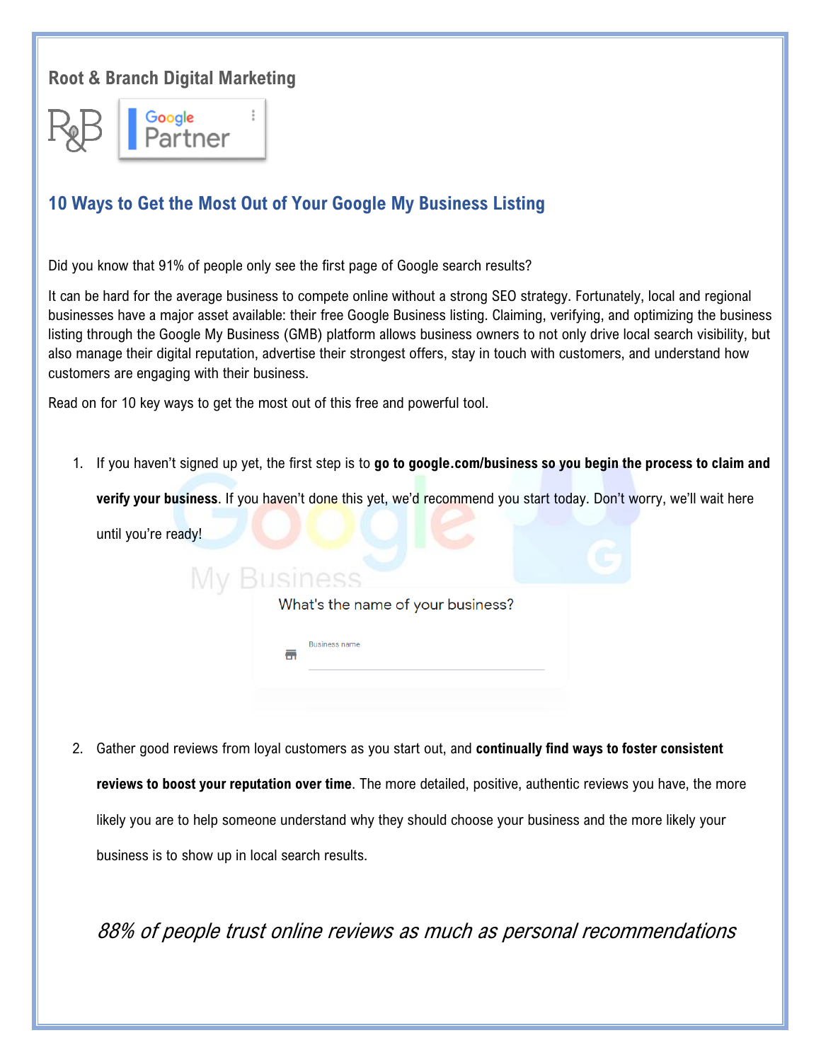Root & Branch Digital Marketing

## 10 Ways to Get the Most Out of Your Google My Business Listing

Did you know that 91% of people only see the first page of Google search results?

It can be hard for the average business to compete online without a strong SEO strategy. Fortunately, local and regional businesses have a major asset available: their free Google Business listing. Claiming, verifying, and optimizing the business listing through the Google My Business (GMB) platform allows business owners to not only drive local search visibility, but also manage their digital reputation, advertise their strongest offers, stay in touch with customers, and understand how customers are engaging with their business.

Read on for 10 key ways to get the most out of this free and powerful tool.

1. If you haven't signed up yet, the first step is to **go to google.com/business so you begin the process to claim and verify your business**. If you haven't done this yet, we'd recommend you start today. Don't worry, we'll wait here until you're ready!

2. Gather good reviews from loyal customers as you start out, and **continually find ways to foster consistent reviews to boost your reputation over time**. The more detailed, positive, authentic reviews you have, the more likely you are to help someone understand why they should choose your business and the more likely your business is to show up in local search results.

*88% of people trust online reviews as much as personal recommendations*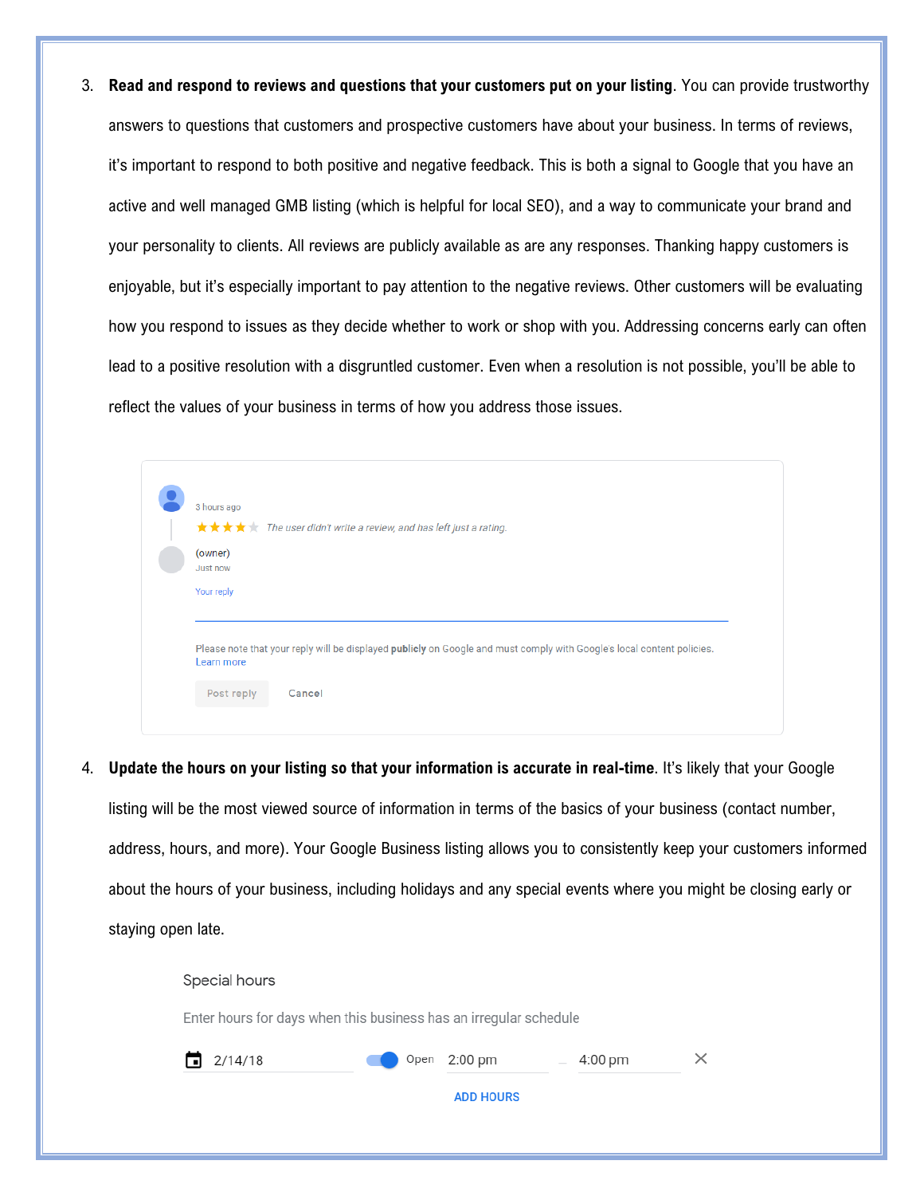3. **Read and respond to reviews and questions that your customers put on your listing**. You can provide trustworthy answers to questions that customers and prospective customers have about your business. In terms of reviews, it's important to respond to both positive and negative feedback. This is both a signal to Google that you have an active and well managed GMB listing (which is helpful for local SEO), and a way to communicate your brand and your personality to clients. All reviews are publicly available as are any responses. Thanking happy customers is enjoyable, but it's especially important to pay attention to the negative reviews. Other customers will be evaluating how you respond to issues as they decide whether to work or shop with you. Addressing concerns early can often lead to a positive resolution with a disgruntled customer. Even when a resolution is not possible, you'll be able to reflect the values of your business in terms of how you address those issues.

4. **Update the hours on your listing so that your information is accurate in real-time**. It's likely that your Google listing will be the most viewed source of information in terms of the basics of your business (contact number, address, hours, and more). Your Google Business listing allows you to consistently keep your customers informed about the hours of your business, including holidays and any special events where you might be closing early or staying open late.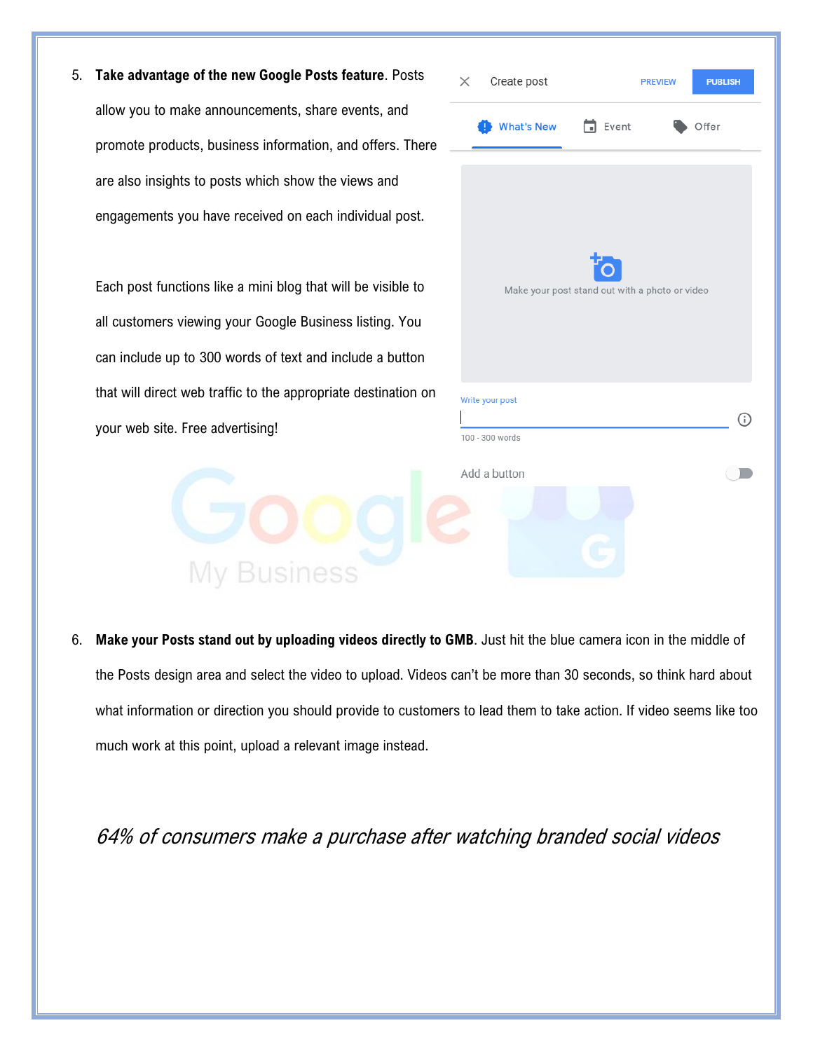5. **Take advantage of the new Google Posts feature**. Posts allow you to make announcements, share events, and promote products, business information, and offers. There are also insights to posts which show the views and engagements you have received on each individual post.

   Each post functions like a mini blog that will be visible to all customers viewing your Google Business listing. You can include up to 300 words of text and include a button that will direct web traffic to the appropriate destination on your web site. Free advertising!

6. **Make your Posts stand out by uploading videos directly to GMB**. Just hit the blue camera icon in the middle of the Posts design area and select the video to upload. Videos can't be more than 30 seconds, so think hard about what information or direction you should provide to customers to lead them to take action. If video seems like too much work at this point, upload a relevant image instead.

*64% of consumers make a purchase after watching branded social videos*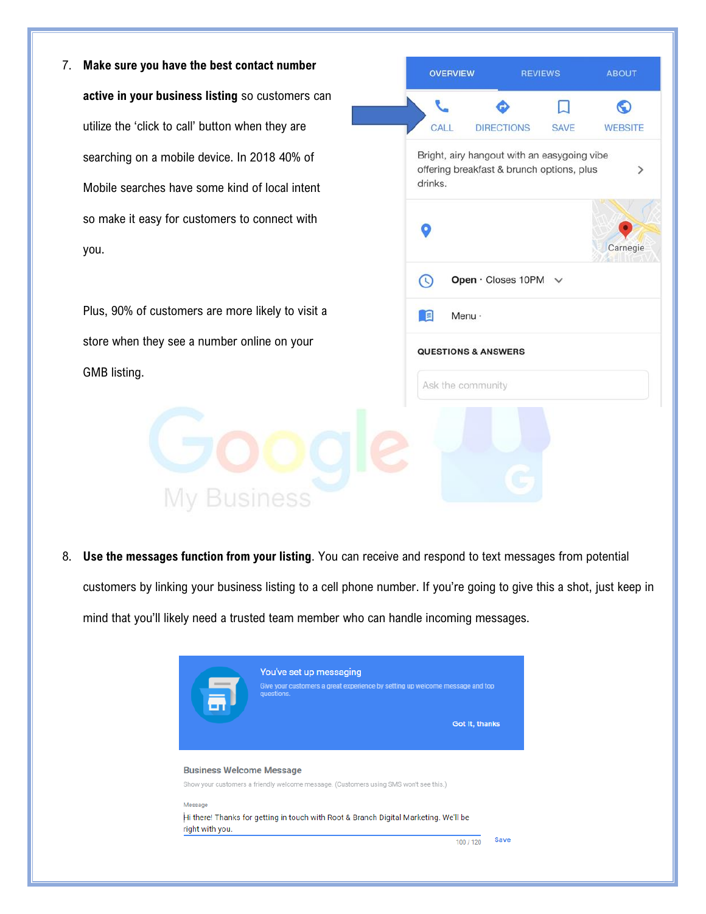7. **Make sure you have the best contact number active in your business listing** so customers can utilize the 'click to call' button when they are searching on a mobile device. In 2018 40% of Mobile searches have some kind of local intent so make it easy for customers to connect with you.

   Plus, 90% of customers are more likely to visit a store when they see a number online on your GMB listing.

8. **Use the messages function from your listing**. You can receive and respond to text messages from potential customers by linking your business listing to a cell phone number. If you're going to give this a shot, just keep in mind that you'll likely need a trusted team member who can handle incoming messages.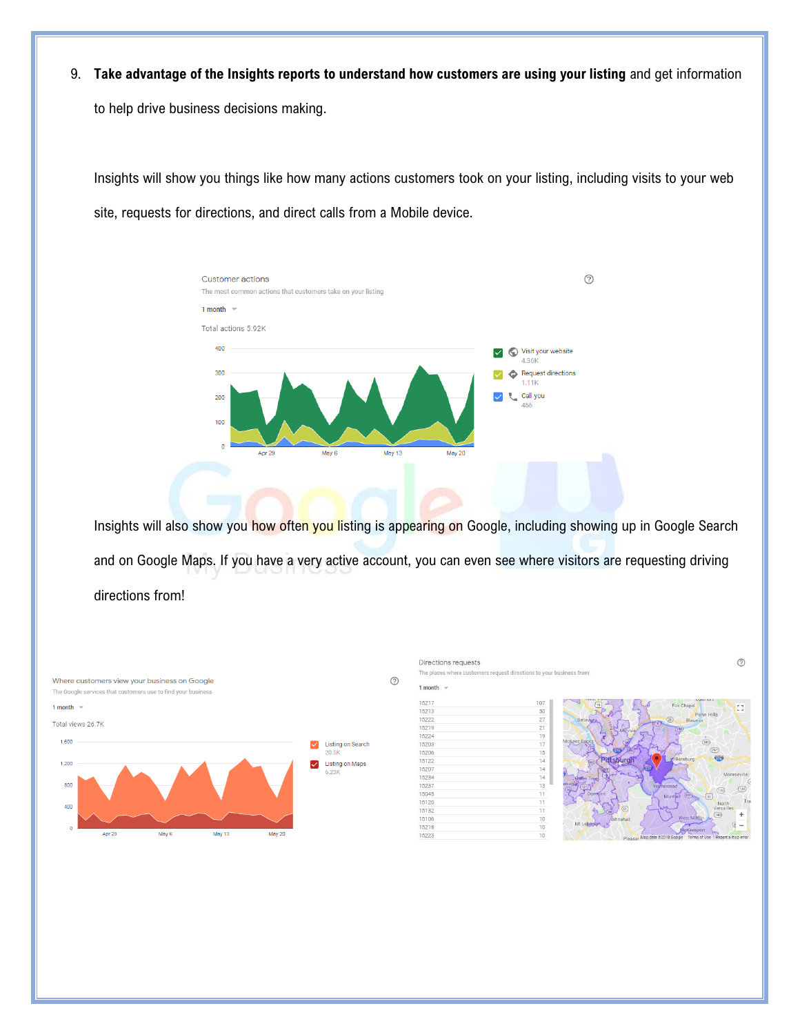9. **Take advantage of the Insights reports to understand how customers are using your listing** and get information to help drive business decisions making.

   Insights will show you things like how many actions customers took on your listing, including visits to your web site, requests for directions, and direct calls from a Mobile device.

   Insights will also show you how often you listing is appearing on Google, including showing up in Google Search and on Google Maps. If you have a very active account, you can even see where visitors are requesting driving directions from!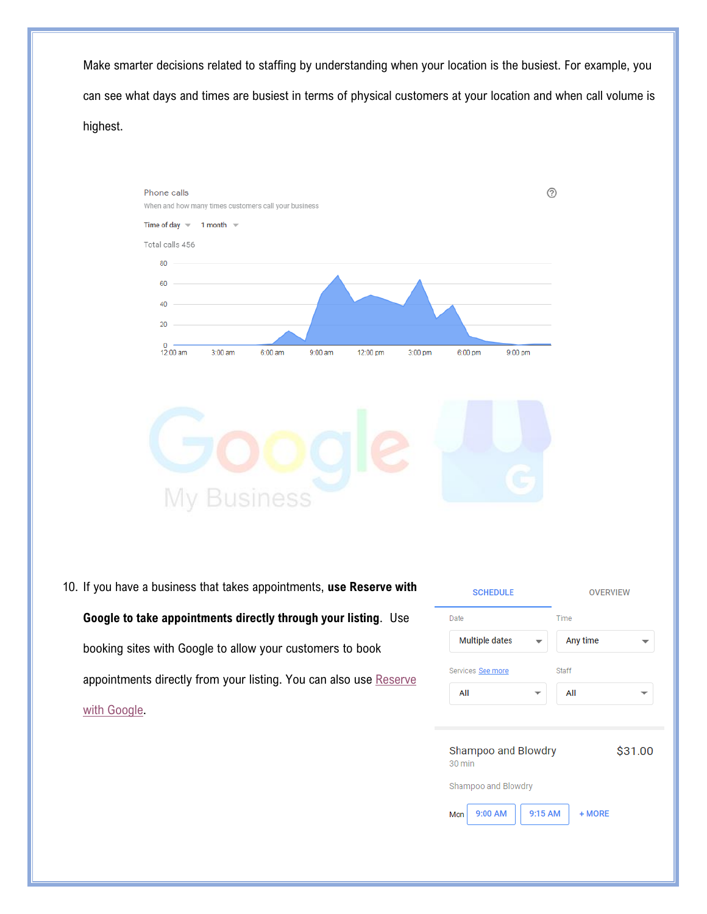Make smarter decisions related to staffing by understanding when your location is the busiest. For example, you can see what days and times are busiest in terms of physical customers at your location and when call volume is highest.

10. If you have a business that takes appointments, **use Reserve with Google to take appointments directly through your listing**. Use booking sites with Google to allow your customers to book appointments directly from your listing. You can also use [Reserve with Google](#).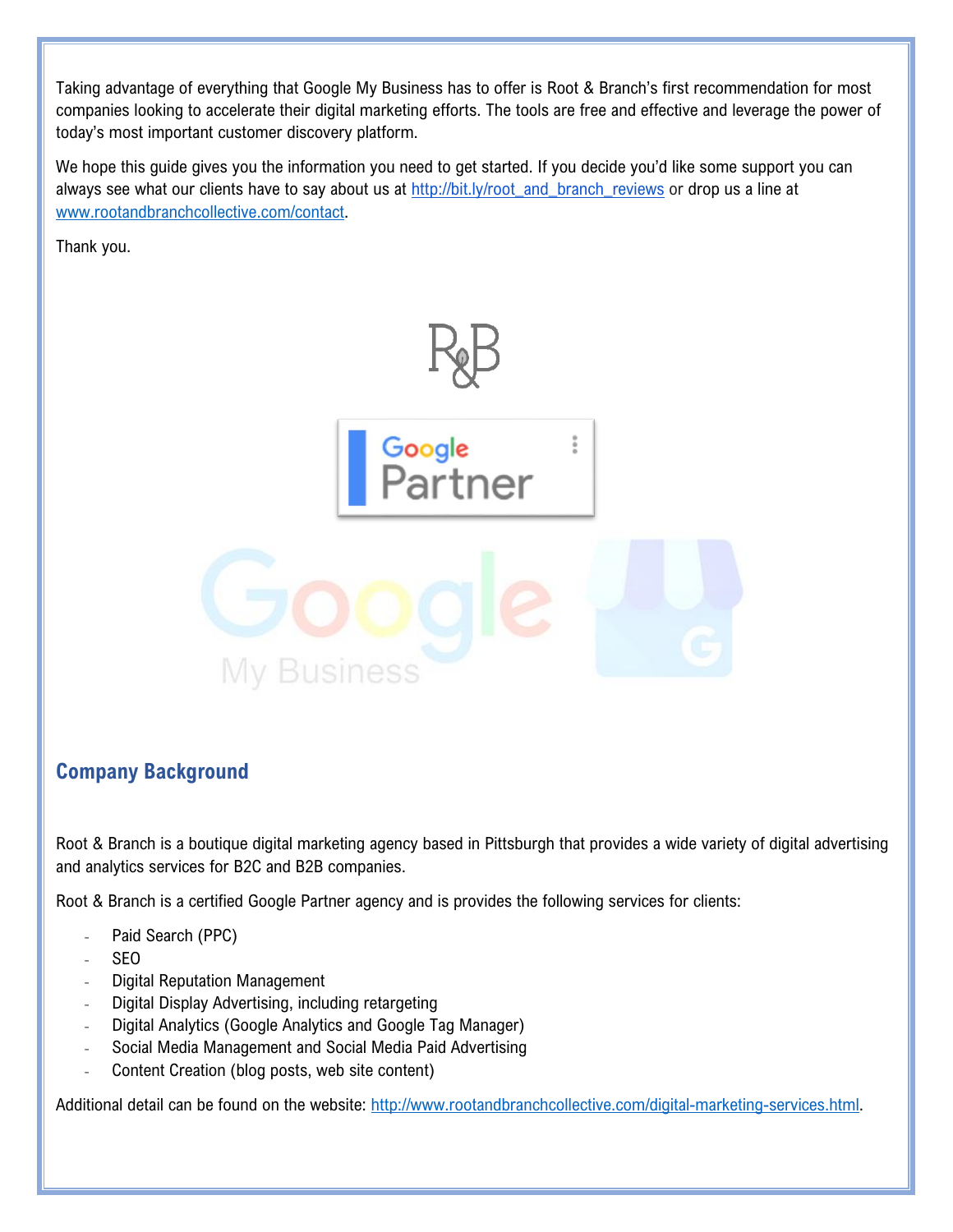Taking advantage of everything that Google My Business has to offer is Root & Branch's first recommendation for most companies looking to accelerate their digital marketing efforts. The tools are free and effective and leverage the power of today's most important customer discovery platform.

We hope this guide gives you the information you need to get started. If you decide you'd like some support you can always see what our clients have to say about us at [http://bit.ly/root_and_branch_reviews](http://bit.ly/root_and_branch_reviews) or drop us a line at [www.rootandbranchcollective.com/contact](www.rootandbranchcollective.com/contact).

Thank you.

## Company Background

Root & Branch is a boutique digital marketing agency based in Pittsburgh that provides a wide variety of digital advertising and analytics services for B2C and B2B companies.

Root & Branch is a certified Google Partner agency and is provides the following services for clients:

- Paid Search (PPC)
- SEO
- Digital Reputation Management
- Digital Display Advertising, including retargeting
- Digital Analytics (Google Analytics and Google Tag Manager)
- Social Media Management and Social Media Paid Advertising
- Content Creation (blog posts, web site content)

Additional detail can be found on the website: [http://www.rootandbranchcollective.com/digital-marketing-services.html](http://www.rootandbranchcollective.com/digital-marketing-services.html).